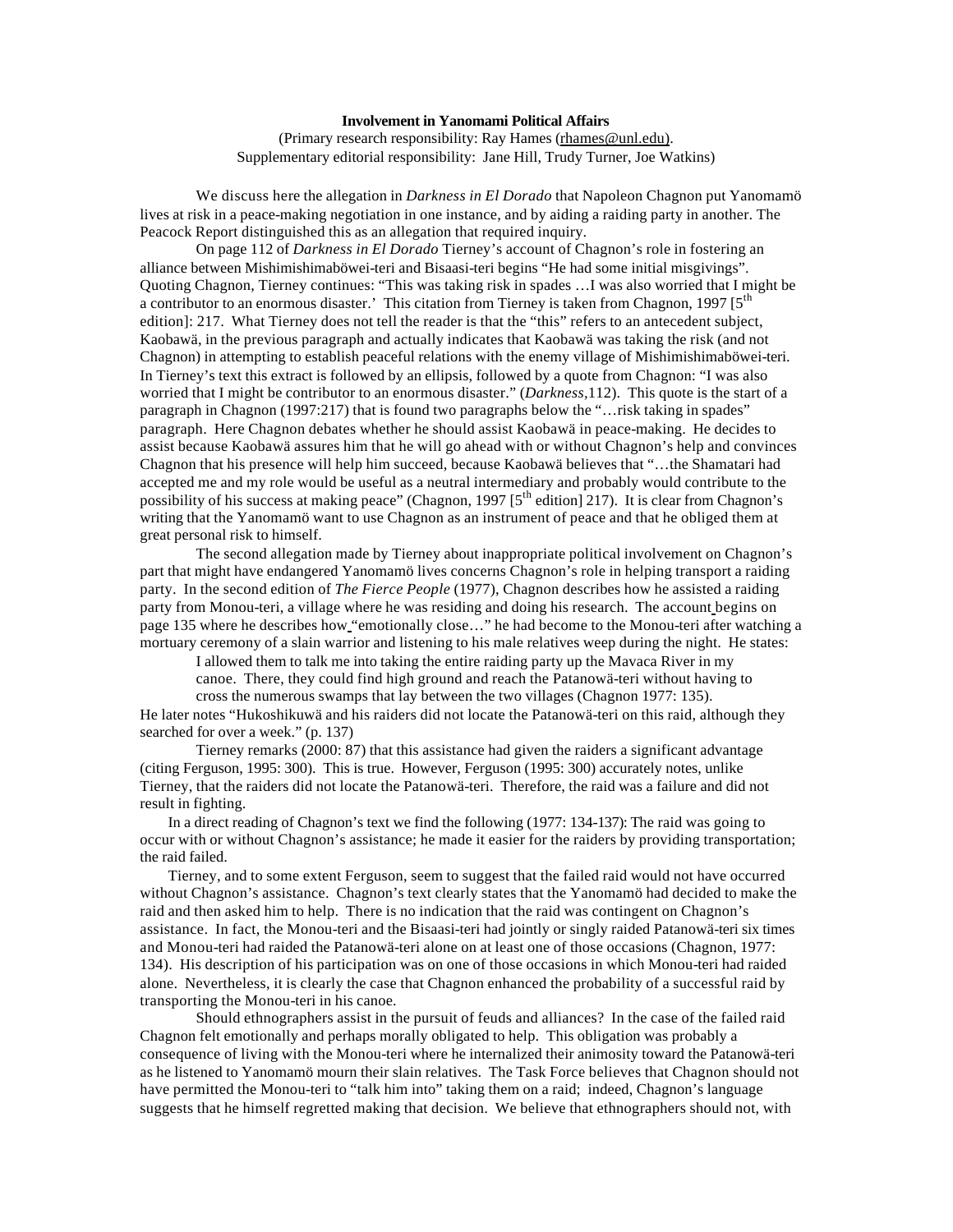**Involvement in Yanomami Political Affairs**

(Primary research responsibility: Ray Hames (rhames@unl.edu).
Supplementary editorial responsibility: Jane Hill, Trudy Turner, Joe Watkins)

We discuss here the allegation in *Darkness in El Dorado* that Napoleon Chagnon put Yanomamö lives at risk in a peace-making negotiation in one instance, and by aiding a raiding party in another. The Peacock Report distinguished this as an allegation that required inquiry.

On page 112 of *Darkness in El Dorado* Tierney's account of Chagnon's role in fostering an alliance between Mishimishimaböwei-teri and Bisaasi-teri begins "He had some initial misgivings". Quoting Chagnon, Tierney continues: "This was taking risk in spades …I was also worried that I might be a contributor to an enormous disaster.' This citation from Tierney is taken from Chagnon, 1997 [5th edition]: 217. What Tierney does not tell the reader is that the "this" refers to an antecedent subject, Kaobawä, in the previous paragraph and actually indicates that Kaobawä was taking the risk (and not Chagnon) in attempting to establish peaceful relations with the enemy village of Mishimishimaböwei-teri. In Tierney's text this extract is followed by an ellipsis, followed by a quote from Chagnon: "I was also worried that I might be contributor to an enormous disaster." (*Darkness,*112). This quote is the start of a paragraph in Chagnon (1997:217) that is found two paragraphs below the "…risk taking in spades" paragraph. Here Chagnon debates whether he should assist Kaobawä in peace-making. He decides to assist because Kaobawä assures him that he will go ahead with or without Chagnon's help and convinces Chagnon that his presence will help him succeed, because Kaobawä believes that "…the Shamatari had accepted me and my role would be useful as a neutral intermediary and probably would contribute to the possibility of his success at making peace" (Chagnon, 1997 [5th edition] 217). It is clear from Chagnon's writing that the Yanomamö want to use Chagnon as an instrument of peace and that he obliged them at great personal risk to himself.

The second allegation made by Tierney about inappropriate political involvement on Chagnon's part that might have endangered Yanomamö lives concerns Chagnon's role in helping transport a raiding party. In the second edition of *The Fierce People* (1977), Chagnon describes how he assisted a raiding party from Monou-teri, a village where he was residing and doing his research. The account begins on page 135 where he describes how "emotionally close…" he had become to the Monou-teri after watching a mortuary ceremony of a slain warrior and listening to his male relatives weep during the night. He states:

> I allowed them to talk me into taking the entire raiding party up the Mavaca River in my canoe. There, they could find high ground and reach the Patanowä-teri without having to cross the numerous swamps that lay between the two villages (Chagnon 1977: 135).

He later notes "Hukoshikuwä and his raiders did not locate the Patanowä-teri on this raid, although they searched for over a week." (p. 137)

Tierney remarks (2000: 87) that this assistance had given the raiders a significant advantage (citing Ferguson, 1995: 300). This is true. However, Ferguson (1995: 300) accurately notes, unlike Tierney, that the raiders did not locate the Patanowä-teri. Therefore, the raid was a failure and did not result in fighting.

In a direct reading of Chagnon's text we find the following (1977: 134-137): The raid was going to occur with or without Chagnon's assistance; he made it easier for the raiders by providing transportation; the raid failed.

Tierney, and to some extent Ferguson, seem to suggest that the failed raid would not have occurred without Chagnon's assistance. Chagnon's text clearly states that the Yanomamö had decided to make the raid and then asked him to help. There is no indication that the raid was contingent on Chagnon's assistance. In fact, the Monou-teri and the Bisaasi-teri had jointly or singly raided Patanowä-teri six times and Monou-teri had raided the Patanowä-teri alone on at least one of those occasions (Chagnon, 1977: 134). His description of his participation was on one of those occasions in which Monou-teri had raided alone. Nevertheless, it is clearly the case that Chagnon enhanced the probability of a successful raid by transporting the Monou-teri in his canoe.

Should ethnographers assist in the pursuit of feuds and alliances? In the case of the failed raid Chagnon felt emotionally and perhaps morally obligated to help. This obligation was probably a consequence of living with the Monou-teri where he internalized their animosity toward the Patanowä-teri as he listened to Yanomamö mourn their slain relatives. The Task Force believes that Chagnon should not have permitted the Monou-teri to "talk him into" taking them on a raid; indeed, Chagnon's language suggests that he himself regretted making that decision. We believe that ethnographers should not, with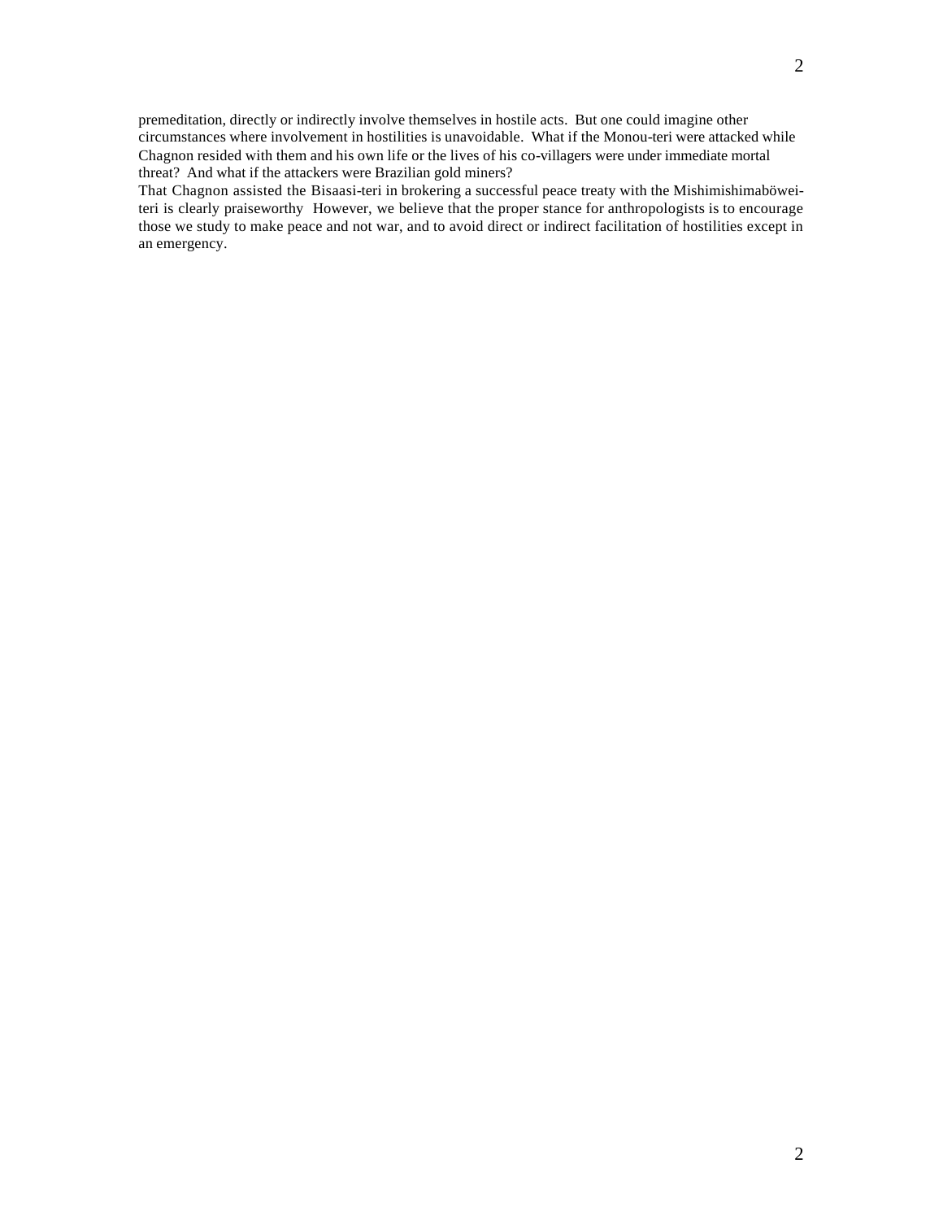premeditation, directly or indirectly involve themselves in hostile acts. But one could imagine other circumstances where involvement in hostilities is unavoidable. What if the Monou-teri were attacked while Chagnon resided with them and his own life or the lives of his co-villagers were under immediate mortal threat? And what if the attackers were Brazilian gold miners?

That Chagnon assisted the Bisaasi-teri in brokering a successful peace treaty with the Mishimishimaböwei-teri is clearly praiseworthy However, we believe that the proper stance for anthropologists is to encourage those we study to make peace and not war, and to avoid direct or indirect facilitation of hostilities except in an emergency.